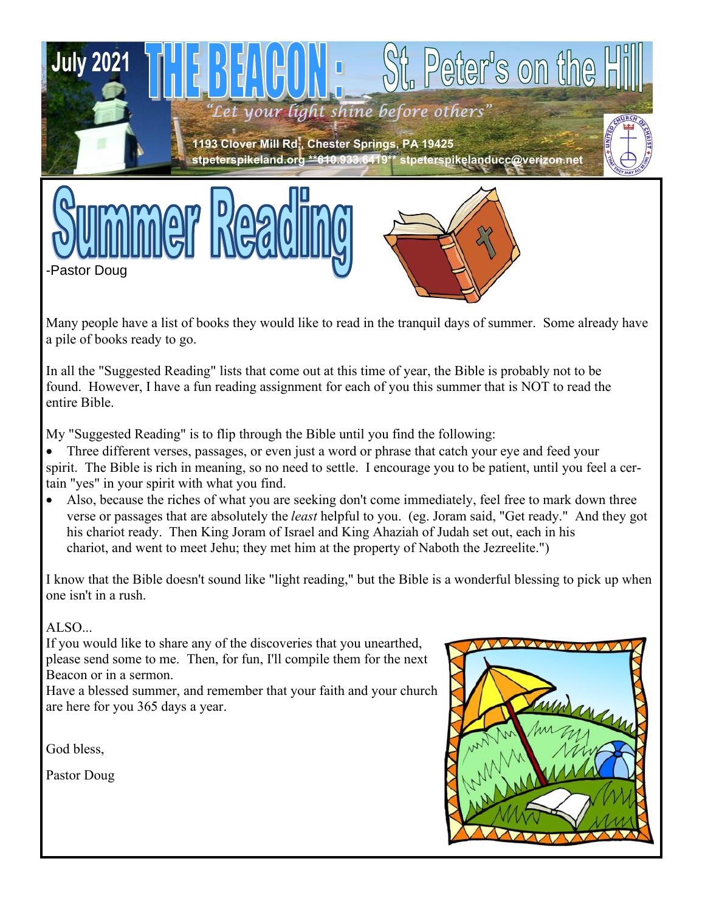July 2021 **THE BEACON: St. Peter's on the Hill**

*"Let your light shine before others"*

1193 Clover Mill Rd., Chester Springs, PA 19425
stpeterspikeland.org **610.933.6419** stpeterspikelanducc@verizon.net

# Summer Reading

-Pastor Doug

Many people have a list of books they would like to read in the tranquil days of summer. Some already have a pile of books ready to go.

In all the "Suggested Reading" lists that come out at this time of year, the Bible is probably not to be found. However, I have a fun reading assignment for each of you this summer that is NOT to read the entire Bible.

My "Suggested Reading" is to flip through the Bible until you find the following:

- Three different verses, passages, or even just a word or phrase that catch your eye and feed your spirit. The Bible is rich in meaning, so no need to settle. I encourage you to be patient, until you feel a certain "yes" in your spirit with what you find.
- Also, because the riches of what you are seeking don't come immediately, feel free to mark down three verse or passages that are absolutely the *least* helpful to you. (eg. Joram said, "Get ready." And they got his chariot ready. Then King Joram of Israel and King Ahaziah of Judah set out, each in his chariot, and went to meet Jehu; they met him at the property of Naboth the Jezreelite.")

I know that the Bible doesn't sound like "light reading," but the Bible is a wonderful blessing to pick up when one isn't in a rush.

ALSO...

If you would like to share any of the discoveries that you unearthed, please send some to me. Then, for fun, I'll compile them for the next Beacon or in a sermon.

Have a blessed summer, and remember that your faith and your church are here for you 365 days a year.

God bless,

Pastor Doug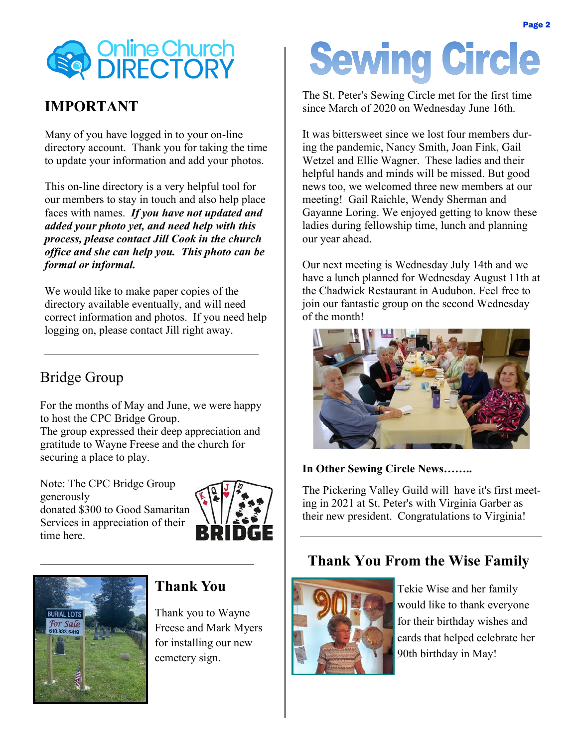# Online Church DIRECTORY

## IMPORTANT

Many of you have logged in to your on-line directory account. Thank you for taking the time to update your information and add your photos.

This on-line directory is a very helpful tool for our members to stay in touch and also help place faces with names. ***If you have not updated and added your photo yet, and need help with this process, please contact Jill Cook in the church office and she can help you. This photo can be formal or informal.***

We would like to make paper copies of the directory available eventually, and will need correct information and photos. If you need help logging on, please contact Jill right away.

---

## Bridge Group

For the months of May and June, we were happy to host the CPC Bridge Group.
The group expressed their deep appreciation and gratitude to Wayne Freese and the church for securing a place to play.

Note: The CPC Bridge Group generously donated $300 to Good Samaritan Services in appreciation of their time here.

---

## Thank You

Thank you to Wayne Freese and Mark Myers for installing our new cemetery sign.

# Sewing Circle

The St. Peter's Sewing Circle met for the first time since March of 2020 on Wednesday June 16th.

It was bittersweet since we lost four members during the pandemic, Nancy Smith, Joan Fink, Gail Wetzel and Ellie Wagner. These ladies and their helpful hands and minds will be missed. But good news too, we welcomed three new members at our meeting! Gail Raichle, Wendy Sherman and Gayanne Loring. We enjoyed getting to know these ladies during fellowship time, lunch and planning our year ahead.

Our next meeting is Wednesday July 14th and we have a lunch planned for Wednesday August 11th at the Chadwick Restaurant in Audubon. Feel free to join our fantastic group on the second Wednesday of the month!

**In Other Sewing Circle News……..**

The Pickering Valley Guild will have it's first meeting in 2021 at St. Peter's with Virginia Garber as their new president. Congratulations to Virginia!

---

## Thank You From the Wise Family

Tekie Wise and her family would like to thank everyone for their birthday wishes and cards that helped celebrate her 90th birthday in May!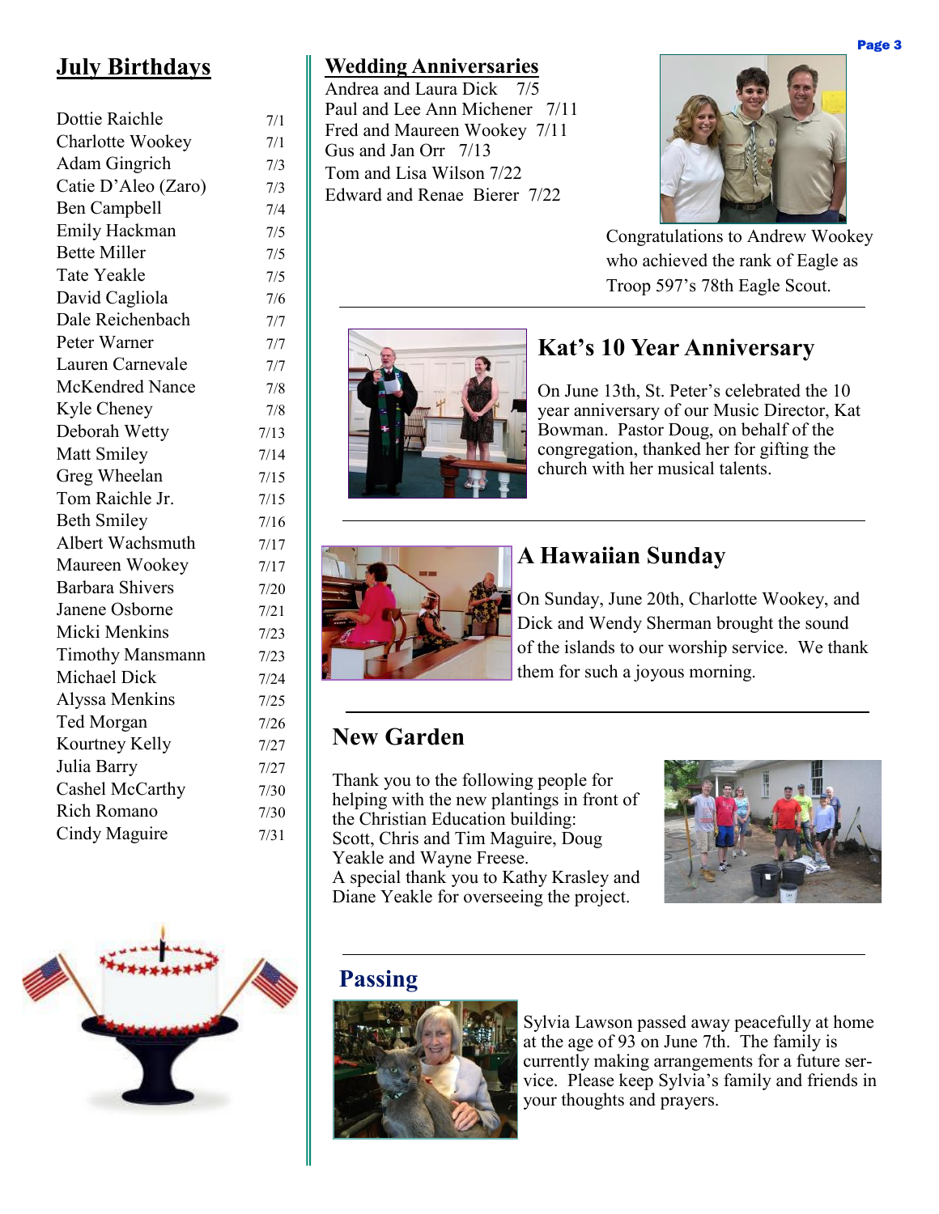## July Birthdays

| | |
|---|---|
| Dottie Raichle | 7/1 |
| Charlotte Wookey | 7/1 |
| Adam Gingrich | 7/3 |
| Catie D'Aleo (Zaro) | 7/3 |
| Ben Campbell | 7/4 |
| Emily Hackman | 7/5 |
| Bette Miller | 7/5 |
| Tate Yeakle | 7/5 |
| David Cagliola | 7/6 |
| Dale Reichenbach | 7/7 |
| Peter Warner | 7/7 |
| Lauren Carnevale | 7/7 |
| McKendred Nance | 7/8 |
| Kyle Cheney | 7/8 |
| Deborah Wetty | 7/13 |
| Matt Smiley | 7/14 |
| Greg Wheelan | 7/15 |
| Tom Raichle Jr. | 7/15 |
| Beth Smiley | 7/16 |
| Albert Wachsmuth | 7/17 |
| Maureen Wookey | 7/17 |
| Barbara Shivers | 7/20 |
| Janene Osborne | 7/21 |
| Micki Menkins | 7/23 |
| Timothy Mansmann | 7/23 |
| Michael Dick | 7/24 |
| Alyssa Menkins | 7/25 |
| Ted Morgan | 7/26 |
| Kourtney Kelly | 7/27 |
| Julia Barry | 7/27 |
| Cashel McCarthy | 7/30 |
| Rich Romano | 7/30 |
| Cindy Maguire | 7/31 |

## Wedding Anniversaries

Andrea and Laura Dick 7/5
Paul and Lee Ann Michener 7/11
Fred and Maureen Wookey 7/11
Gus and Jan Orr 7/13
Tom and Lisa Wilson 7/22
Edward and Renae Bierer 7/22

Congratulations to Andrew Wookey who achieved the rank of Eagle as Troop 597's 78th Eagle Scout.

## Kat's 10 Year Anniversary

On June 13th, St. Peter's celebrated the 10 year anniversary of our Music Director, Kat Bowman. Pastor Doug, on behalf of the congregation, thanked her for gifting the church with her musical talents.

## A Hawaiian Sunday

On Sunday, June 20th, Charlotte Wookey, and Dick and Wendy Sherman brought the sound of the islands to our worship service. We thank them for such a joyous morning.

## New Garden

Thank you to the following people for helping with the new plantings in front of the Christian Education building:
Scott, Chris and Tim Maguire, Doug Yeakle and Wayne Freese.
A special thank you to Kathy Krasley and Diane Yeakle for overseeing the project.

## Passing

Sylvia Lawson passed away peacefully at home at the age of 93 on June 7th. The family is currently making arrangements for a future service. Please keep Sylvia's family and friends in your thoughts and prayers.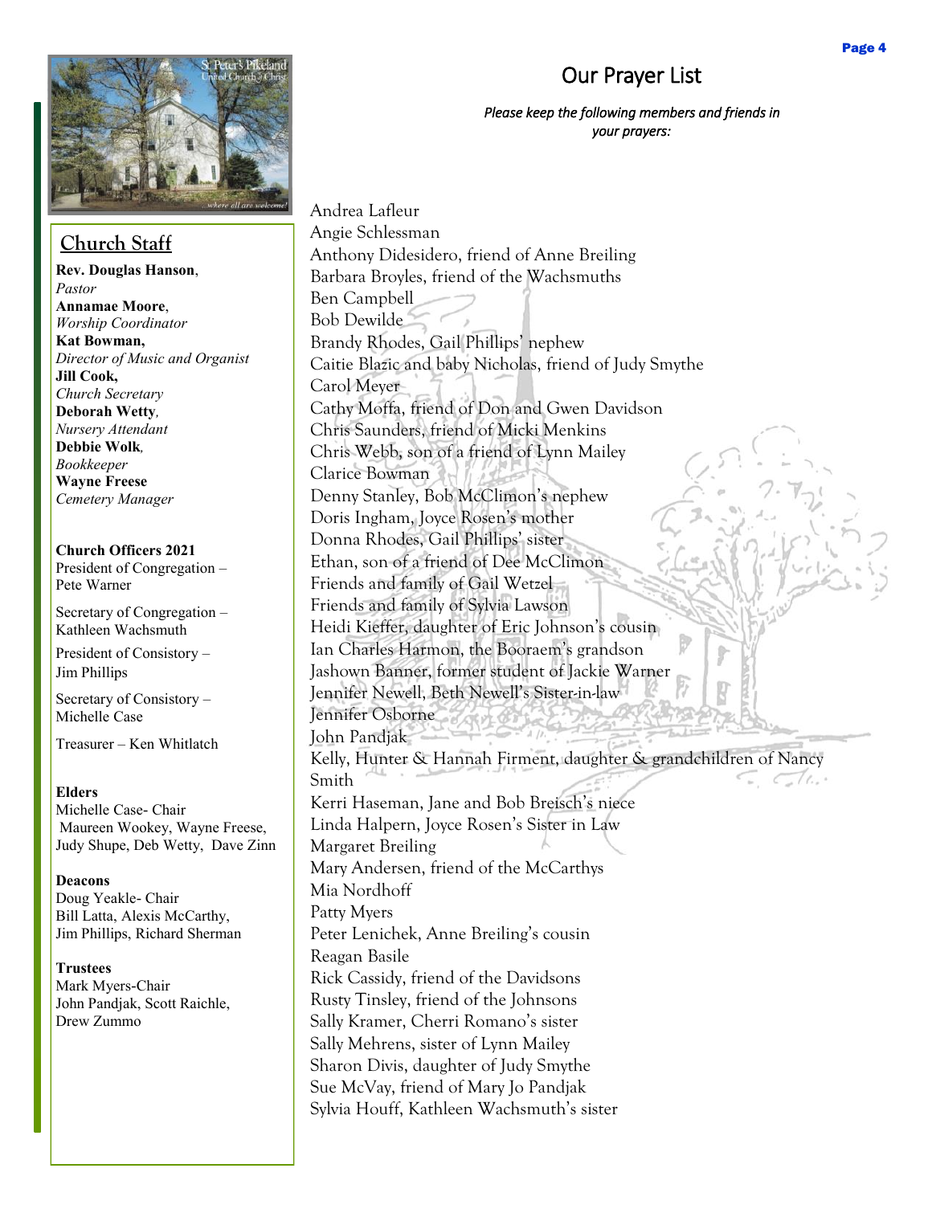# Our Prayer List

*Please keep the following members and friends in your prayers:*

Andrea Lafleur
Angie Schlessman
Anthony Didesidero, friend of Anne Breiling
Barbara Broyles, friend of the Wachsmuths
Ben Campbell
Bob Dewilde
Brandy Rhodes, Gail Phillips' nephew
Caitie Blazic and baby Nicholas, friend of Judy Smythe
Carol Meyer
Cathy Moffa, friend of Don and Gwen Davidson
Chris Saunders, friend of Micki Menkins
Chris Webb, son of a friend of Lynn Mailey
Clarice Bowman
Denny Stanley, Bob McClimon's nephew
Doris Ingham, Joyce Rosen's mother
Donna Rhodes, Gail Phillips' sister
Ethan, son of a friend of Dee McClimon
Friends and family of Gail Wetzel
Friends and family of Sylvia Lawson
Heidi Kieffer, daughter of Eric Johnson's cousin
Ian Charles Harmon, the Booraem's grandson
Jashown Banner, former student of Jackie Warner
Jennifer Newell, Beth Newell's Sister-in-law
Jennifer Osborne
John Pandjak
Kelly, Hunter & Hannah Firment, daughter & grandchildren of Nancy Smith
Kerri Haseman, Jane and Bob Breisch's niece
Linda Halpern, Joyce Rosen's Sister in Law
Margaret Breiling
Mary Andersen, friend of the McCarthys
Mia Nordhoff
Patty Myers
Peter Lenichek, Anne Breiling's cousin
Reagan Basile
Rick Cassidy, friend of the Davidsons
Rusty Tinsley, friend of the Johnsons
Sally Kramer, Cherri Romano's sister
Sally Mehrens, sister of Lynn Mailey
Sharon Divis, daughter of Judy Smythe
Sue McVay, friend of Mary Jo Pandjak
Sylvia Houff, Kathleen Wachsmuth's sister

## Church Staff

**Rev. Douglas Hanson**,
*Pastor*
**Annamae Moore**,
*Worship Coordinator*
**Kat Bowman,**
*Director of Music and Organist*
**Jill Cook,**
*Church Secretary*
**Deborah Wetty**,
*Nursery Attendant*
**Debbie Wolk**,
*Bookkeeper*
**Wayne Freese**
*Cemetery Manager*

**Church Officers 2021**

President of Congregation – Pete Warner

Secretary of Congregation – Kathleen Wachsmuth

President of Consistory – Jim Phillips

Secretary of Consistory – Michelle Case

Treasurer – Ken Whitlatch

**Elders**
Michelle Case- Chair
Maureen Wookey, Wayne Freese, Judy Shupe, Deb Wetty, Dave Zinn

**Deacons**
Doug Yeakle- Chair
Bill Latta, Alexis McCarthy, Jim Phillips, Richard Sherman

**Trustees**
Mark Myers-Chair
John Pandjak, Scott Raichle, Drew Zummo